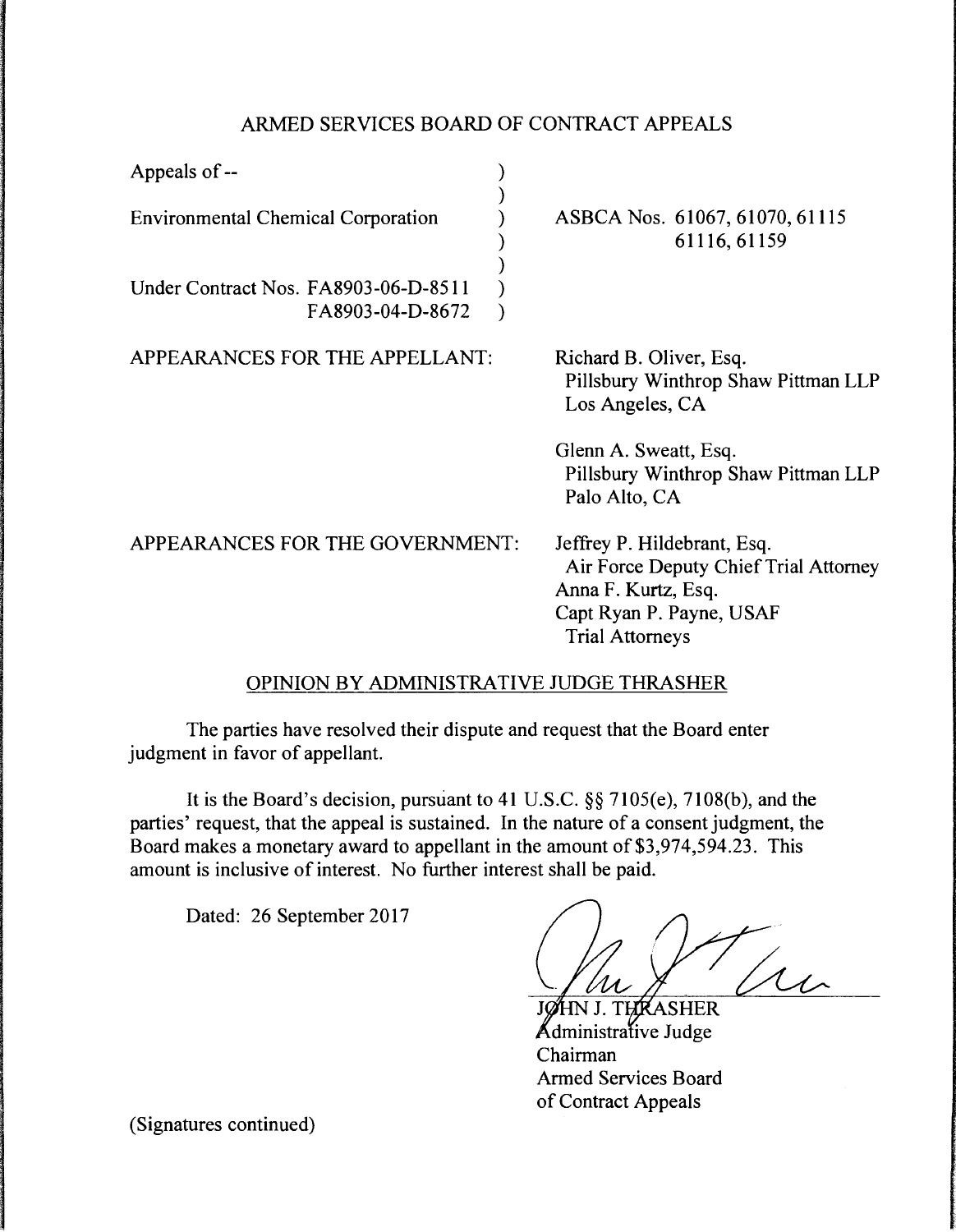## ARMED SERVICES BOARD OF CONTRACT APPEALS

| | |
|---|---|
| Appeals of -- | |
| Environmental Chemical Corporation | ASBCA Nos. 61067, 61070, 61115 61116, 61159 |
| Under Contract Nos. FA8903-06-D-8511 FA8903-04-D-8672 | |

APPEARANCES FOR THE APPELLANT:

Richard B. Oliver, Esq.
Pillsbury Winthrop Shaw Pittman LLP
Los Angeles, CA

Glenn A. Sweatt, Esq.
Pillsbury Winthrop Shaw Pittman LLP
Palo Alto, CA

APPEARANCES FOR THE GOVERNMENT:

Jeffrey P. Hildebrant, Esq.
Air Force Deputy Chief Trial Attorney
Anna F. Kurtz, Esq.
Capt Ryan P. Payne, USAF
Trial Attorneys

### OPINION BY ADMINISTRATIVE JUDGE THRASHER

The parties have resolved their dispute and request that the Board enter judgment in favor of appellant.

It is the Board's decision, pursuant to 41 U.S.C. §§ 7105(e), 7108(b), and the parties' request, that the appeal is sustained. In the nature of a consent judgment, the Board makes a monetary award to appellant in the amount of $3,974,594.23. This amount is inclusive of interest. No further interest shall be paid.

Dated: 26 September 2017

JOHN J. THRASHER
Administrative Judge
Chairman
Armed Services Board
of Contract Appeals

(Signatures continued)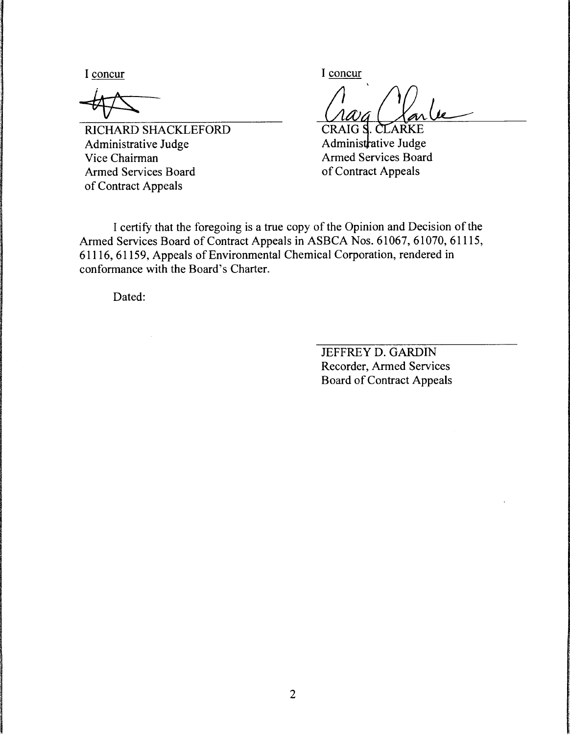I concur

RICHARD SHACKLEFORD
Administrative Judge
Vice Chairman
Armed Services Board
of Contract Appeals

I concur

CRAIG S. CLARKE
Administrative Judge
Armed Services Board
of Contract Appeals

I certify that the foregoing is a true copy of the Opinion and Decision of the Armed Services Board of Contract Appeals in ASBCA Nos. 61067, 61070, 61115, 61116, 61159, Appeals of Environmental Chemical Corporation, rendered in conformance with the Board's Charter.

Dated:

JEFFREY D. GARDIN
Recorder, Armed Services
Board of Contract Appeals